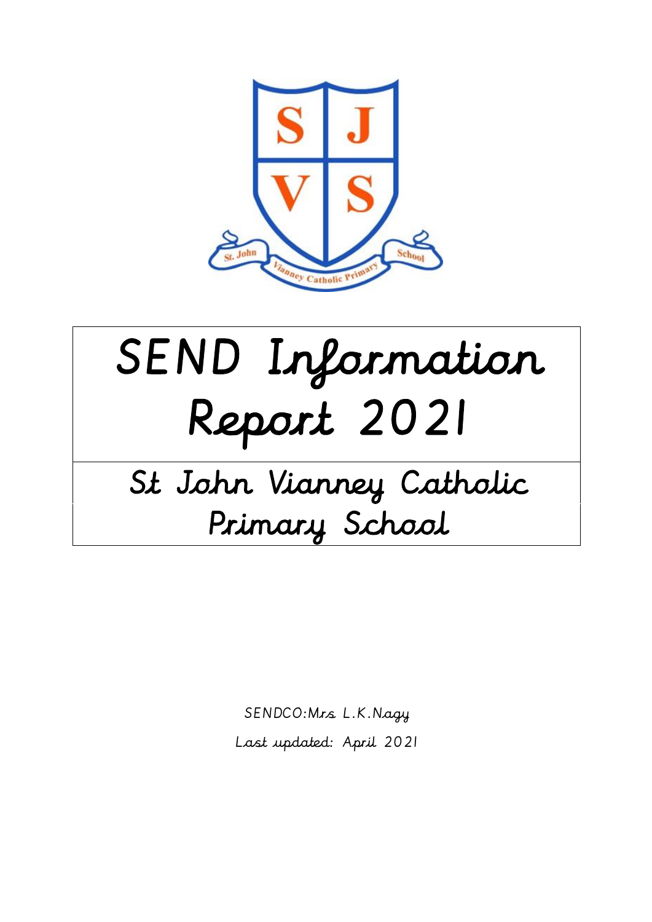# SEND Information Report 2021

## St John Vianney Catholic Primary School

SENDCO:Mrs L.K.Nagy

Last updated: April 2021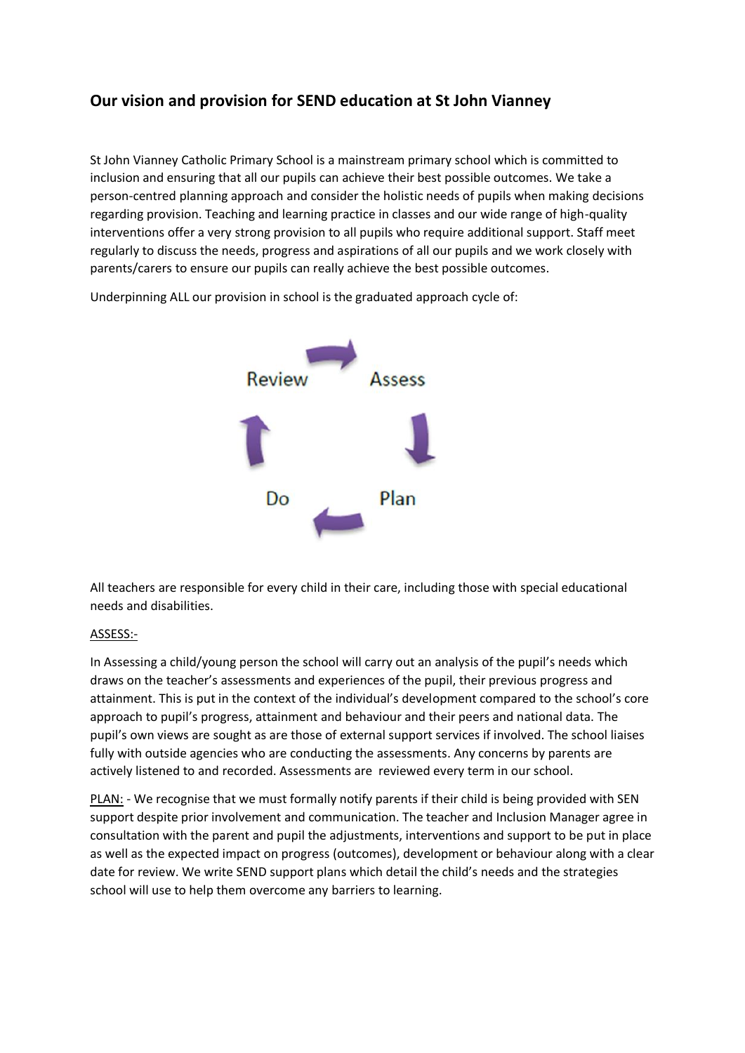## Our vision and provision for SEND education at St John Vianney

St John Vianney Catholic Primary School is a mainstream primary school which is committed to inclusion and ensuring that all our pupils can achieve their best possible outcomes. We take a person-centred planning approach and consider the holistic needs of pupils when making decisions regarding provision. Teaching and learning practice in classes and our wide range of high-quality interventions offer a very strong provision to all pupils who require additional support. Staff meet regularly to discuss the needs, progress and aspirations of all our pupils and we work closely with parents/carers to ensure our pupils can really achieve the best possible outcomes.

Underpinning ALL our provision in school is the graduated approach cycle of:

Review → Assess → Plan → Do

All teachers are responsible for every child in their care, including those with special educational needs and disabilities.

ASSESS:-

In Assessing a child/young person the school will carry out an analysis of the pupil's needs which draws on the teacher's assessments and experiences of the pupil, their previous progress and attainment. This is put in the context of the individual's development compared to the school's core approach to pupil's progress, attainment and behaviour and their peers and national data. The pupil's own views are sought as are those of external support services if involved. The school liaises fully with outside agencies who are conducting the assessments. Any concerns by parents are actively listened to and recorded. Assessments are reviewed every term in our school.

PLAN: - We recognise that we must formally notify parents if their child is being provided with SEN support despite prior involvement and communication. The teacher and Inclusion Manager agree in consultation with the parent and pupil the adjustments, interventions and support to be put in place as well as the expected impact on progress (outcomes), development or behaviour along with a clear date for review. We write SEND support plans which detail the child's needs and the strategies school will use to help them overcome any barriers to learning.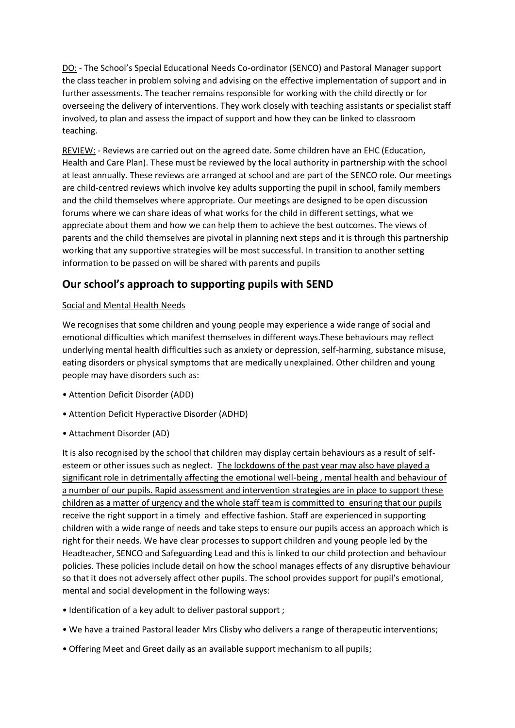DO: - The School's Special Educational Needs Co-ordinator (SENCO) and Pastoral Manager support the class teacher in problem solving and advising on the effective implementation of support and in further assessments. The teacher remains responsible for working with the child directly or for overseeing the delivery of interventions. They work closely with teaching assistants or specialist staff involved, to plan and assess the impact of support and how they can be linked to classroom teaching.

REVIEW: - Reviews are carried out on the agreed date. Some children have an EHC (Education, Health and Care Plan). These must be reviewed by the local authority in partnership with the school at least annually. These reviews are arranged at school and are part of the SENCO role. Our meetings are child-centred reviews which involve key adults supporting the pupil in school, family members and the child themselves where appropriate. Our meetings are designed to be open discussion forums where we can share ideas of what works for the child in different settings, what we appreciate about them and how we can help them to achieve the best outcomes. The views of parents and the child themselves are pivotal in planning next steps and it is through this partnership working that any supportive strategies will be most successful. In transition to another setting information to be passed on will be shared with parents and pupils

## Our school's approach to supporting pupils with SEND

Social and Mental Health Needs

We recognises that some children and young people may experience a wide range of social and emotional difficulties which manifest themselves in different ways.These behaviours may reflect underlying mental health difficulties such as anxiety or depression, self-harming, substance misuse, eating disorders or physical symptoms that are medically unexplained. Other children and young people may have disorders such as:

- Attention Deficit Disorder (ADD)
- Attention Deficit Hyperactive Disorder (ADHD)
- Attachment Disorder (AD)

It is also recognised by the school that children may display certain behaviours as a result of self-esteem or other issues such as neglect. The lockdowns of the past year may also have played a significant role in detrimentally affecting the emotional well-being , mental health and behaviour of a number of our pupils. Rapid assessment and intervention strategies are in place to support these children as a matter of urgency and the whole staff team is committed to ensuring that our pupils receive the right support in a timely and effective fashion. Staff are experienced in supporting children with a wide range of needs and take steps to ensure our pupils access an approach which is right for their needs. We have clear processes to support children and young people led by the Headteacher, SENCO and Safeguarding Lead and this is linked to our child protection and behaviour policies. These policies include detail on how the school manages effects of any disruptive behaviour so that it does not adversely affect other pupils. The school provides support for pupil's emotional, mental and social development in the following ways:

- Identification of a key adult to deliver pastoral support ;
- We have a trained Pastoral leader Mrs Clisby who delivers a range of therapeutic interventions;
- Offering Meet and Greet daily as an available support mechanism to all pupils;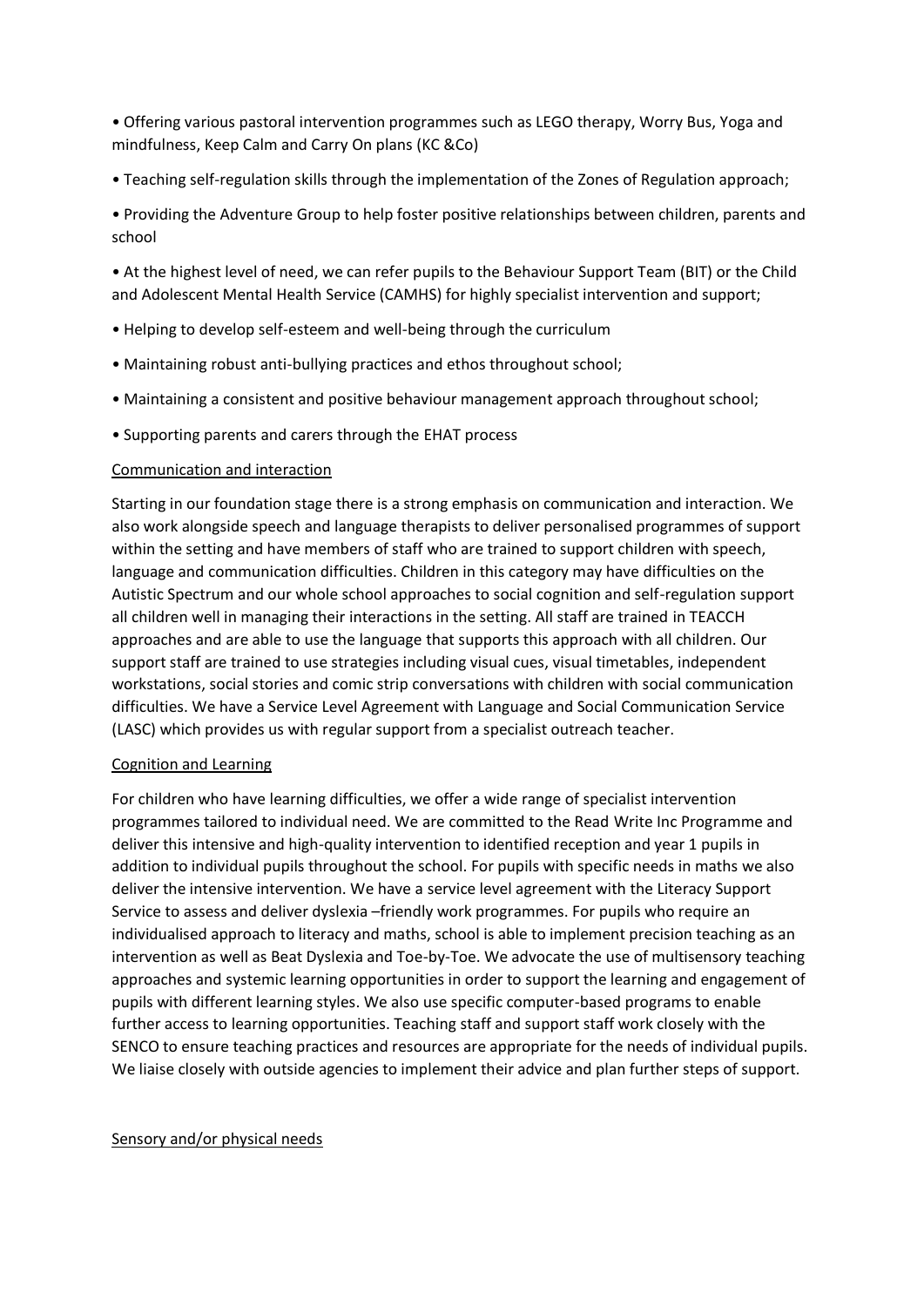- Offering various pastoral intervention programmes such as LEGO therapy, Worry Bus, Yoga and mindfulness, Keep Calm and Carry On plans (KC &Co)
- Teaching self-regulation skills through the implementation of the Zones of Regulation approach;
- Providing the Adventure Group to help foster positive relationships between children, parents and school
- At the highest level of need, we can refer pupils to the Behaviour Support Team (BIT) or the Child and Adolescent Mental Health Service (CAMHS) for highly specialist intervention and support;
- Helping to develop self-esteem and well-being through the curriculum
- Maintaining robust anti-bullying practices and ethos throughout school;
- Maintaining a consistent and positive behaviour management approach throughout school;
- Supporting parents and carers through the EHAT process

Communication and interaction

Starting in our foundation stage there is a strong emphasis on communication and interaction. We also work alongside speech and language therapists to deliver personalised programmes of support within the setting and have members of staff who are trained to support children with speech, language and communication difficulties. Children in this category may have difficulties on the Autistic Spectrum and our whole school approaches to social cognition and self-regulation support all children well in managing their interactions in the setting. All staff are trained in TEACCH approaches and are able to use the language that supports this approach with all children. Our support staff are trained to use strategies including visual cues, visual timetables, independent workstations, social stories and comic strip conversations with children with social communication difficulties. We have a Service Level Agreement with Language and Social Communication Service (LASC) which provides us with regular support from a specialist outreach teacher.

Cognition and Learning

For children who have learning difficulties, we offer a wide range of specialist intervention programmes tailored to individual need. We are committed to the Read Write Inc Programme and deliver this intensive and high-quality intervention to identified reception and year 1 pupils in addition to individual pupils throughout the school. For pupils with specific needs in maths we also deliver the intensive intervention. We have a service level agreement with the Literacy Support Service to assess and deliver dyslexia –friendly work programmes. For pupils who require an individualised approach to literacy and maths, school is able to implement precision teaching as an intervention as well as Beat Dyslexia and Toe-by-Toe. We advocate the use of multisensory teaching approaches and systemic learning opportunities in order to support the learning and engagement of pupils with different learning styles. We also use specific computer-based programs to enable further access to learning opportunities. Teaching staff and support staff work closely with the SENCO to ensure teaching practices and resources are appropriate for the needs of individual pupils. We liaise closely with outside agencies to implement their advice and plan further steps of support.

Sensory and/or physical needs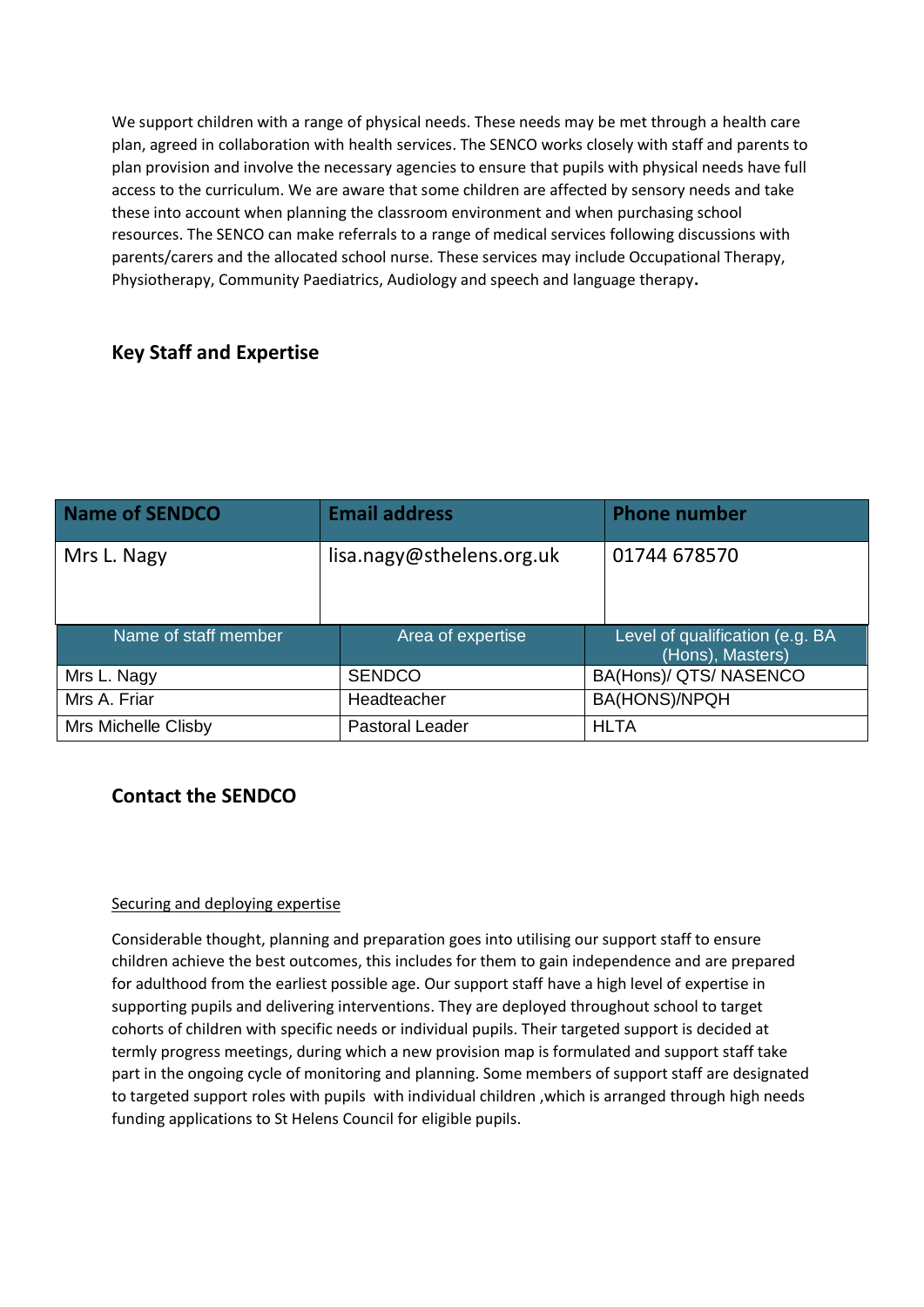We support children with a range of physical needs. These needs may be met through a health care plan, agreed in collaboration with health services. The SENCO works closely with staff and parents to plan provision and involve the necessary agencies to ensure that pupils with physical needs have full access to the curriculum. We are aware that some children are affected by sensory needs and take these into account when planning the classroom environment and when purchasing school resources. The SENCO can make referrals to a range of medical services following discussions with parents/carers and the allocated school nurse. These services may include Occupational Therapy, Physiotherapy, Community Paediatrics, Audiology and speech and language therapy**.**

## Key Staff and Expertise

| Name of SENDCO | Email address | Phone number |
|---|---|---|
| Mrs L. Nagy | lisa.nagy@sthelens.org.uk | 01744 678570 |

| Name of staff member | Area of expertise | Level of qualification (e.g. BA (Hons), Masters) |
|---|---|---|
| Mrs L. Nagy | SENDCO | BA(Hons)/ QTS/ NASENCO |
| Mrs A. Friar | Headteacher | BA(HONS)/NPQH |
| Mrs Michelle Clisby | Pastoral Leader | HLTA |

## Contact the SENDCO

<u>Securing and deploying expertise</u>

Considerable thought, planning and preparation goes into utilising our support staff to ensure children achieve the best outcomes, this includes for them to gain independence and are prepared for adulthood from the earliest possible age. Our support staff have a high level of expertise in supporting pupils and delivering interventions. They are deployed throughout school to target cohorts of children with specific needs or individual pupils. Their targeted support is decided at termly progress meetings, during which a new provision map is formulated and support staff take part in the ongoing cycle of monitoring and planning. Some members of support staff are designated to targeted support roles with pupils with individual children ,which is arranged through high needs funding applications to St Helens Council for eligible pupils.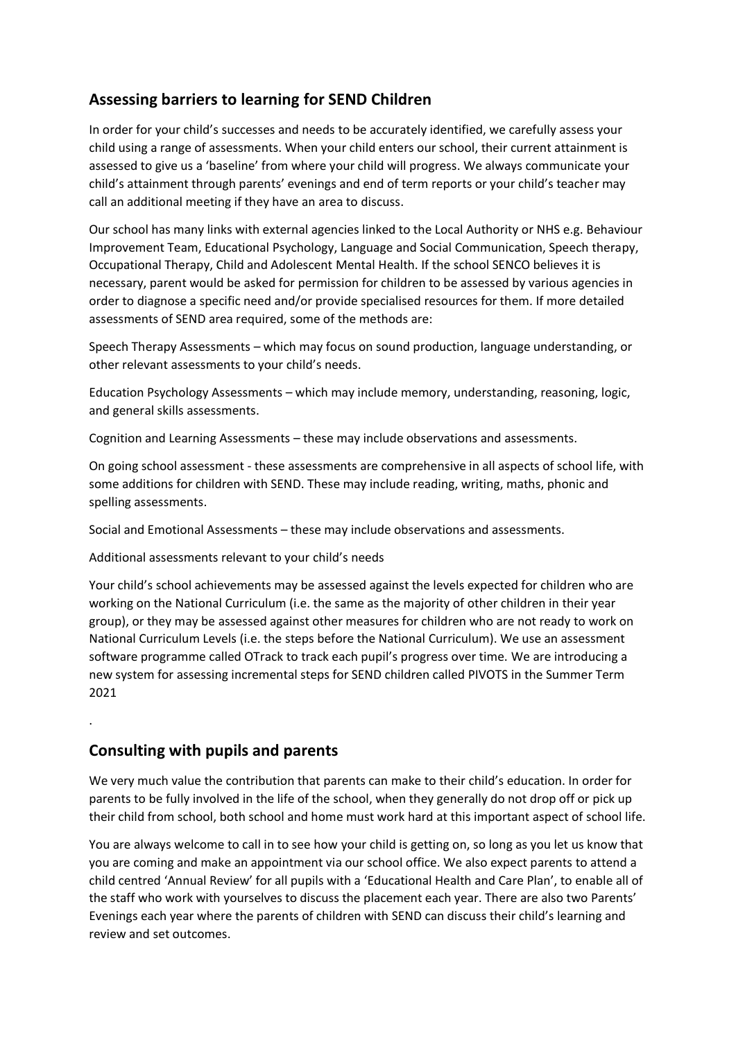## Assessing barriers to learning for SEND Children

In order for your child's successes and needs to be accurately identified, we carefully assess your child using a range of assessments. When your child enters our school, their current attainment is assessed to give us a 'baseline' from where your child will progress. We always communicate your child's attainment through parents' evenings and end of term reports or your child's teacher may call an additional meeting if they have an area to discuss.

Our school has many links with external agencies linked to the Local Authority or NHS e.g. Behaviour Improvement Team, Educational Psychology, Language and Social Communication, Speech therapy, Occupational Therapy, Child and Adolescent Mental Health. If the school SENCO believes it is necessary, parent would be asked for permission for children to be assessed by various agencies in order to diagnose a specific need and/or provide specialised resources for them. If more detailed assessments of SEND area required, some of the methods are:

Speech Therapy Assessments – which may focus on sound production, language understanding, or other relevant assessments to your child's needs.

Education Psychology Assessments – which may include memory, understanding, reasoning, logic, and general skills assessments.

Cognition and Learning Assessments – these may include observations and assessments.

On going school assessment - these assessments are comprehensive in all aspects of school life, with some additions for children with SEND. These may include reading, writing, maths, phonic and spelling assessments.

Social and Emotional Assessments – these may include observations and assessments.

Additional assessments relevant to your child's needs

Your child's school achievements may be assessed against the levels expected for children who are working on the National Curriculum (i.e. the same as the majority of other children in their year group), or they may be assessed against other measures for children who are not ready to work on National Curriculum Levels (i.e. the steps before the National Curriculum). We use an assessment software programme called OTrack to track each pupil's progress over time. We are introducing a new system for assessing incremental steps for SEND children called PIVOTS in the Summer Term 2021

.

## Consulting with pupils and parents

We very much value the contribution that parents can make to their child's education. In order for parents to be fully involved in the life of the school, when they generally do not drop off or pick up their child from school, both school and home must work hard at this important aspect of school life.

You are always welcome to call in to see how your child is getting on, so long as you let us know that you are coming and make an appointment via our school office. We also expect parents to attend a child centred 'Annual Review' for all pupils with a 'Educational Health and Care Plan', to enable all of the staff who work with yourselves to discuss the placement each year. There are also two Parents' Evenings each year where the parents of children with SEND can discuss their child's learning and review and set outcomes.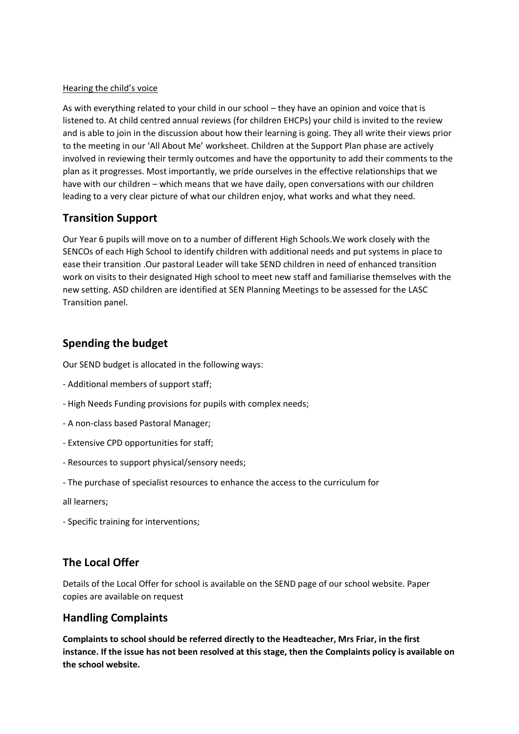Hearing the child's voice

As with everything related to your child in our school – they have an opinion and voice that is listened to. At child centred annual reviews (for children EHCPs) your child is invited to the review and is able to join in the discussion about how their learning is going. They all write their views prior to the meeting in our 'All About Me' worksheet. Children at the Support Plan phase are actively involved in reviewing their termly outcomes and have the opportunity to add their comments to the plan as it progresses. Most importantly, we pride ourselves in the effective relationships that we have with our children – which means that we have daily, open conversations with our children leading to a very clear picture of what our children enjoy, what works and what they need.

## Transition Support

Our Year 6 pupils will move on to a number of different High Schools.We work closely with the SENCOs of each High School to identify children with additional needs and put systems in place to ease their transition .Our pastoral Leader will take SEND children in need of enhanced transition work on visits to their designated High school to meet new staff and familiarise themselves with the new setting. ASD children are identified at SEN Planning Meetings to be assessed for the LASC Transition panel.

## Spending the budget

Our SEND budget is allocated in the following ways:

- Additional members of support staff;
- High Needs Funding provisions for pupils with complex needs;
- A non-class based Pastoral Manager;
- Extensive CPD opportunities for staff;
- Resources to support physical/sensory needs;
- The purchase of specialist resources to enhance the access to the curriculum for

all learners;

- Specific training for interventions;

## The Local Offer

Details of the Local Offer for school is available on the SEND page of our school website. Paper copies are available on request

## Handling Complaints

**Complaints to school should be referred directly to the Headteacher, Mrs Friar, in the first instance. If the issue has not been resolved at this stage, then the Complaints policy is available on the school website.**